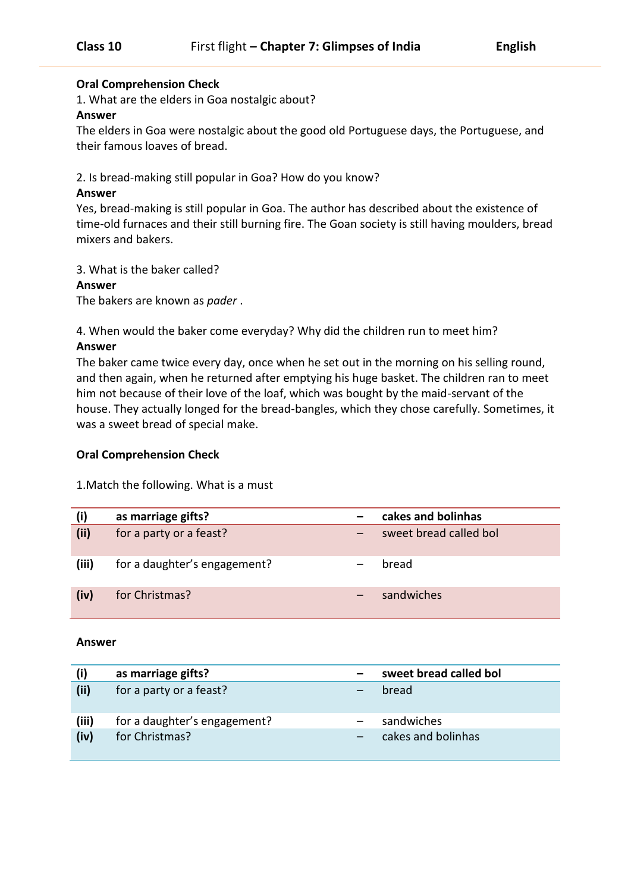**Oral Comprehension Check**

1. What are the elders in Goa nostalgic about?

**Answer**

The elders in Goa were nostalgic about the good old Portuguese days, the Portuguese, and their famous loaves of bread.

2. Is bread-making still popular in Goa? How do you know?

**Answer**

Yes, bread-making is still popular in Goa. The author has described about the existence of time-old furnaces and their still burning fire. The Goan society is still having moulders, bread mixers and bakers.

3. What is the baker called?

**Answer**

The bakers are known as *pader* .

4. When would the baker come everyday? Why did the children run to meet him?

**Answer**

The baker came twice every day, once when he set out in the morning on his selling round, and then again, when he returned after emptying his huge basket. The children ran to meet him not because of their love of the loaf, which was bought by the maid-servant of the house. They actually longed for the bread-bangles, which they chose carefully. Sometimes, it was a sweet bread of special make.

**Oral Comprehension Check**

1.Match the following. What is a must

| (i) | as marriage gifts? | – | cakes and bolinhas |
|---|---|---|---|
| (ii) | for a party or a feast? | – | sweet bread called bol |
| (iii) | for a daughter's engagement? | – | bread |
| (iv) | for Christmas? | – | sandwiches |

**Answer**

| (i) | as marriage gifts? | – | sweet bread called bol |
|---|---|---|---|
| (ii) | for a party or a feast? | – | bread |
| (iii) | for a daughter's engagement? | – | sandwiches |
| (iv) | for Christmas? | – | cakes and bolinhas |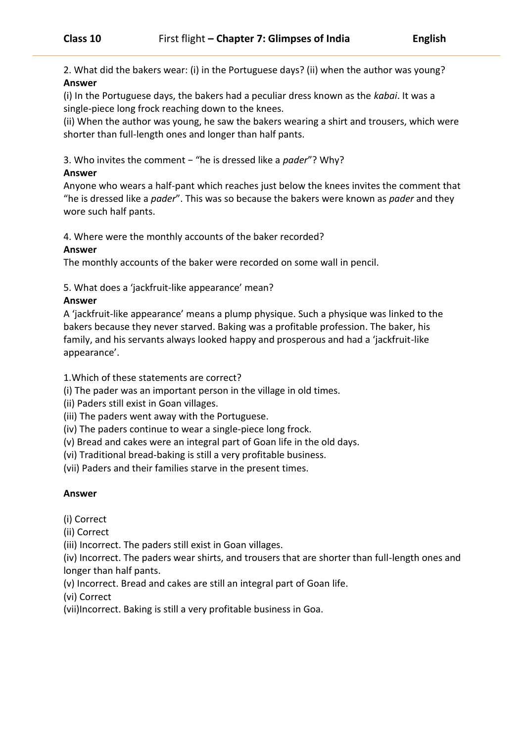2. What did the bakers wear: (i) in the Portuguese days? (ii) when the author was young?

**Answer**

(i) In the Portuguese days, the bakers had a peculiar dress known as the *kabai*. It was a single-piece long frock reaching down to the knees.

(ii) When the author was young, he saw the bakers wearing a shirt and trousers, which were shorter than full-length ones and longer than half pants.

3. Who invites the comment − “he is dressed like a *pader*”? Why?

**Answer**

Anyone who wears a half-pant which reaches just below the knees invites the comment that “he is dressed like a *pader*”. This was so because the bakers were known as *pader* and they wore such half pants.

4. Where were the monthly accounts of the baker recorded?

**Answer**

The monthly accounts of the baker were recorded on some wall in pencil.

5. What does a ‘jackfruit-like appearance’ mean?

**Answer**

A ‘jackfruit-like appearance’ means a plump physique. Such a physique was linked to the bakers because they never starved. Baking was a profitable profession. The baker, his family, and his servants always looked happy and prosperous and had a ‘jackfruit-like appearance’.

1.Which of these statements are correct?

(i) The pader was an important person in the village in old times.
(ii) Paders still exist in Goan villages.
(iii) The paders went away with the Portuguese.
(iv) The paders continue to wear a single-piece long frock.
(v) Bread and cakes were an integral part of Goan life in the old days.
(vi) Traditional bread-baking is still a very profitable business.
(vii) Paders and their families starve in the present times.

**Answer**

(i) Correct
(ii) Correct
(iii) Incorrect. The paders still exist in Goan villages.
(iv) Incorrect. The paders wear shirts, and trousers that are shorter than full-length ones and longer than half pants.
(v) Incorrect. Bread and cakes are still an integral part of Goan life.
(vi) Correct
(vii)Incorrect. Baking is still a very profitable business in Goa.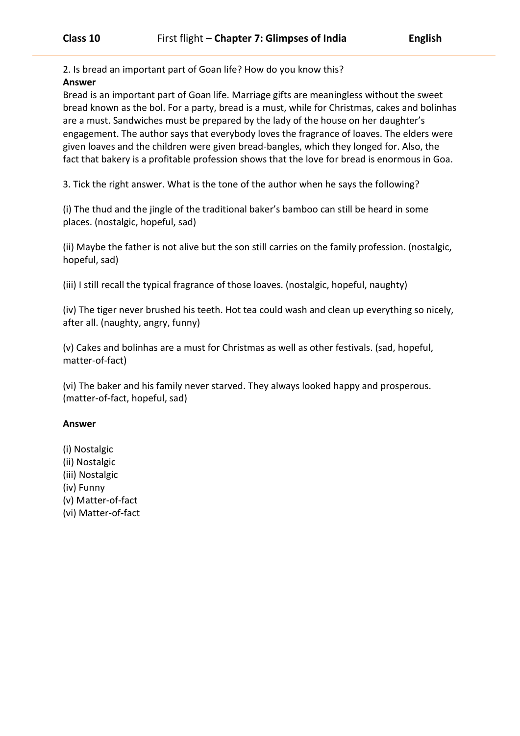2. Is bread an important part of Goan life? How do you know this?

**Answer**

Bread is an important part of Goan life. Marriage gifts are meaningless without the sweet bread known as the bol. For a party, bread is a must, while for Christmas, cakes and bolinhas are a must. Sandwiches must be prepared by the lady of the house on her daughter's engagement. The author says that everybody loves the fragrance of loaves. The elders were given loaves and the children were given bread-bangles, which they longed for. Also, the fact that bakery is a profitable profession shows that the love for bread is enormous in Goa.

3. Tick the right answer. What is the tone of the author when he says the following?

(i) The thud and the jingle of the traditional baker's bamboo can still be heard in some places. (nostalgic, hopeful, sad)

(ii) Maybe the father is not alive but the son still carries on the family profession. (nostalgic, hopeful, sad)

(iii) I still recall the typical fragrance of those loaves. (nostalgic, hopeful, naughty)

(iv) The tiger never brushed his teeth. Hot tea could wash and clean up everything so nicely, after all. (naughty, angry, funny)

(v) Cakes and bolinhas are a must for Christmas as well as other festivals. (sad, hopeful, matter-of-fact)

(vi) The baker and his family never starved. They always looked happy and prosperous. (matter-of-fact, hopeful, sad)

**Answer**

(i) Nostalgic
(ii) Nostalgic
(iii) Nostalgic
(iv) Funny
(v) Matter-of-fact
(vi) Matter-of-fact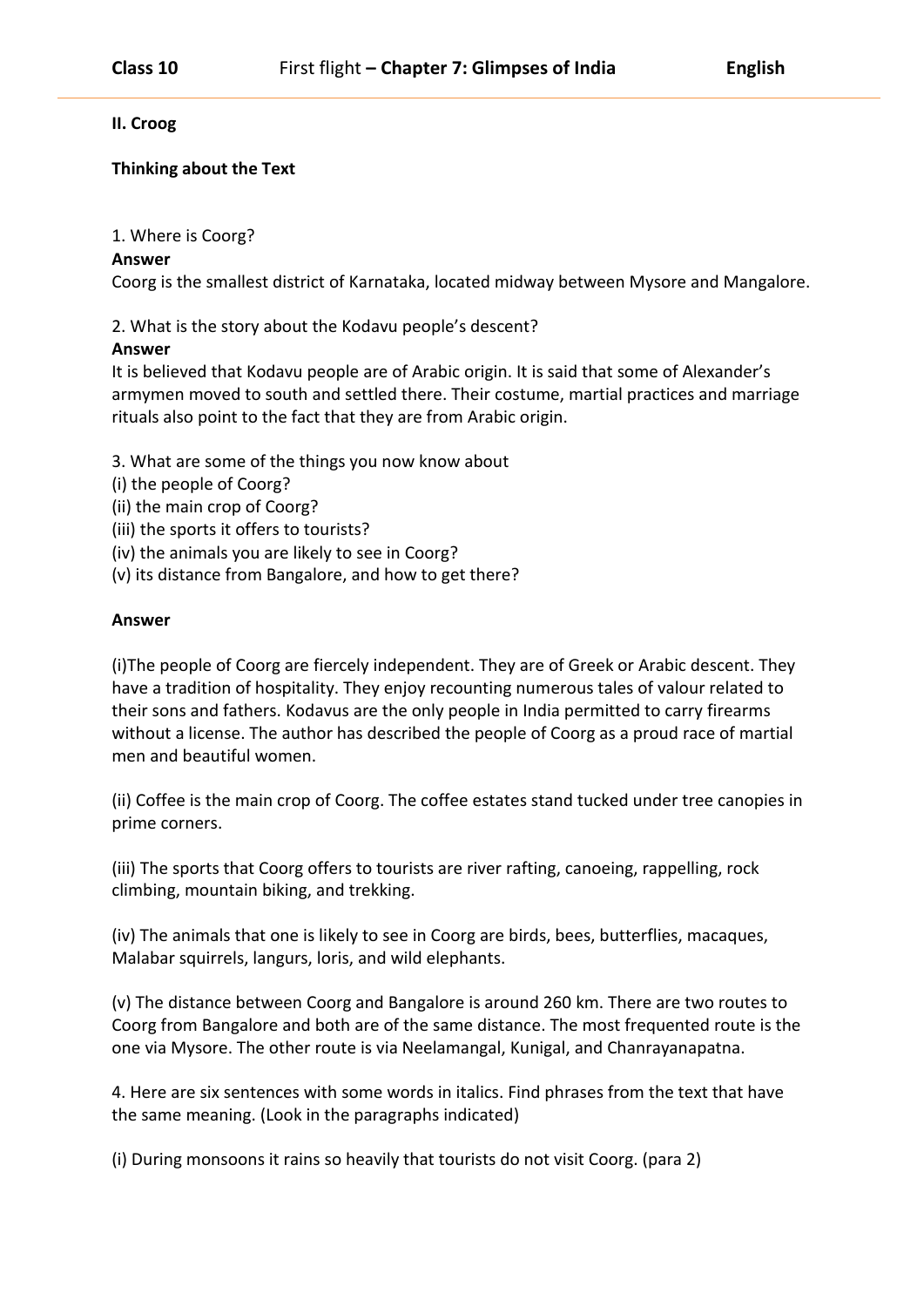**II. Croog**

**Thinking about the Text**

1. Where is Coorg?

**Answer**

Coorg is the smallest district of Karnataka, located midway between Mysore and Mangalore.

2. What is the story about the Kodavu people's descent?

**Answer**

It is believed that Kodavu people are of Arabic origin. It is said that some of Alexander's armymen moved to south and settled there. Their costume, martial practices and marriage rituals also point to the fact that they are from Arabic origin.

3. What are some of the things you now know about

(i) the people of Coorg?

(ii) the main crop of Coorg?

(iii) the sports it offers to tourists?

(iv) the animals you are likely to see in Coorg?

(v) its distance from Bangalore, and how to get there?

**Answer**

(i)The people of Coorg are fiercely independent. They are of Greek or Arabic descent. They have a tradition of hospitality. They enjoy recounting numerous tales of valour related to their sons and fathers. Kodavus are the only people in India permitted to carry firearms without a license. The author has described the people of Coorg as a proud race of martial men and beautiful women.

(ii) Coffee is the main crop of Coorg. The coffee estates stand tucked under tree canopies in prime corners.

(iii) The sports that Coorg offers to tourists are river rafting, canoeing, rappelling, rock climbing, mountain biking, and trekking.

(iv) The animals that one is likely to see in Coorg are birds, bees, butterflies, macaques, Malabar squirrels, langurs, loris, and wild elephants.

(v) The distance between Coorg and Bangalore is around 260 km. There are two routes to Coorg from Bangalore and both are of the same distance. The most frequented route is the one via Mysore. The other route is via Neelamangal, Kunigal, and Chanrayanapatna.

4. Here are six sentences with some words in italics. Find phrases from the text that have the same meaning. (Look in the paragraphs indicated)

(i) During monsoons it rains so heavily that tourists do not visit Coorg. (para 2)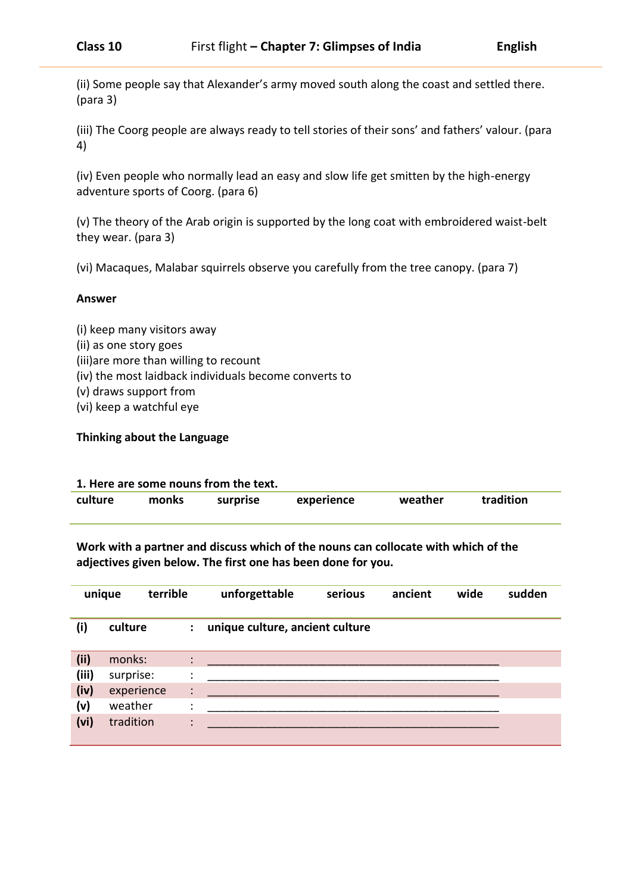(ii) Some people say that Alexander's army moved south along the coast and settled there. (para 3)

(iii) The Coorg people are always ready to tell stories of their sons' and fathers' valour. (para 4)

(iv) Even people who normally lead an easy and slow life get smitten by the high-energy adventure sports of Coorg. (para 6)

(v) The theory of the Arab origin is supported by the long coat with embroidered waist-belt they wear. (para 3)

(vi) Macaques, Malabar squirrels observe you carefully from the tree canopy. (para 7)

**Answer**

(i) keep many visitors away
(ii) as one story goes
(iii)are more than willing to recount
(iv) the most laidback individuals become converts to
(v) draws support from
(vi) keep a watchful eye

**Thinking about the Language**

**1. Here are some nouns from the text.**

| culture | monks | surprise | experience | weather | tradition |
|---|---|---|---|---|---|

**Work with a partner and discuss which of the nouns can collocate with which of the adjectives given below. The first one has been done for you.**

| unique | terrible | unforgettable | serious | ancient | wide | sudden |
|---|---|---|---|---|---|---|

| | | | |
|---|---|---|---|
| **(i)** | **culture** | **:** | **unique culture, ancient culture** |
| **(ii)** | monks: | : | ______________________________________________ |
| **(iii)** | surprise: | : | ______________________________________________ |
| **(iv)** | experience | : | ______________________________________________ |
| **(v)** | weather | : | ______________________________________________ |
| **(vi)** | tradition | : | ______________________________________________ |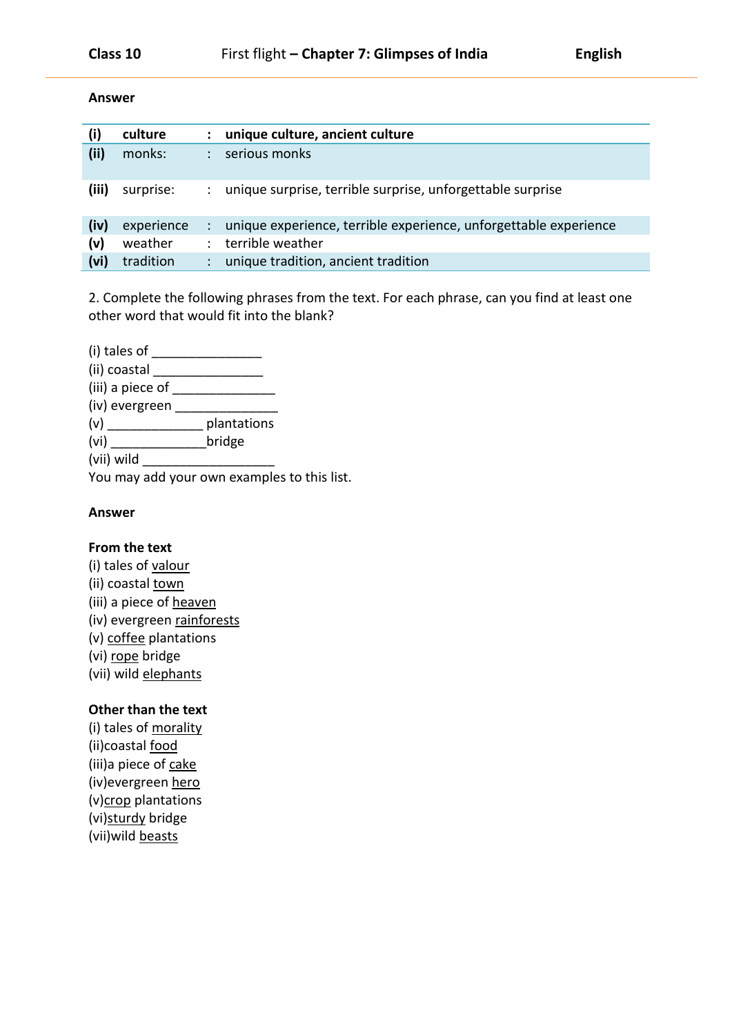**Answer**

| | | | |
|---|---|---|---|
| **(i)** | **culture** | **:** | **unique culture, ancient culture** |
| **(ii)** | monks: | : | serious monks |
| **(iii)** | surprise: | : | unique surprise, terrible surprise, unforgettable surprise |
| **(iv)** | experience | : | unique experience, terrible experience, unforgettable experience |
| **(v)** | weather | : | terrible weather |
| **(vi)** | tradition | : | unique tradition, ancient tradition |

2. Complete the following phrases from the text. For each phrase, can you find at least one other word that would fit into the blank?

(i) tales of _______________
(ii) coastal _______________
(iii) a piece of ______________
(iv) evergreen ______________
(v) _____________ plantations
(vi) _____________bridge
(vii) wild __________________
You may add your own examples to this list.

**Answer**

**From the text**
(i) tales of valour
(ii) coastal town
(iii) a piece of heaven
(iv) evergreen rainforests
(v) coffee plantations
(vi) rope bridge
(vii) wild elephants

**Other than the text**
(i) tales of morality
(ii)coastal food
(iii)a piece of cake
(iv)evergreen hero
(v)crop plantations
(vi)sturdy bridge
(vii)wild beasts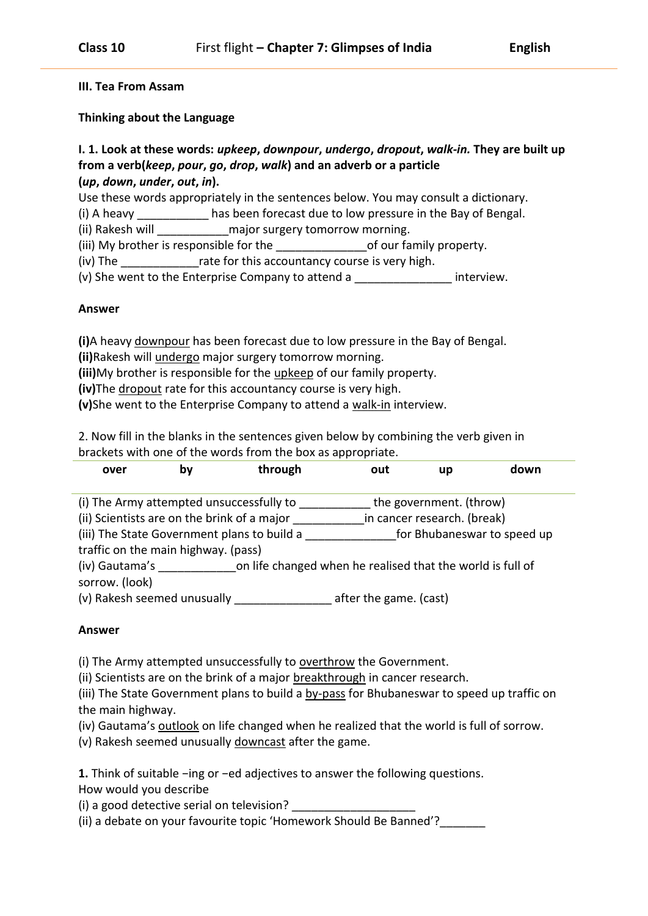**III. Tea From Assam**

**Thinking about the Language**

**I. 1. Look at these words: *upkeep*, *downpour*, *undergo*, *dropout*, *walk-in.* They are built up from a verb(*keep*, *pour*, *go*, *drop*, *walk*) and an adverb or a particle (*up*, *down*, *under*, *out*, *in*).**

Use these words appropriately in the sentences below. You may consult a dictionary.

(i) A heavy ___________ has been forecast due to low pressure in the Bay of Bengal.
(ii) Rakesh will ___________major surgery tomorrow morning.
(iii) My brother is responsible for the ______________of our family property.
(iv) The ____________rate for this accountancy course is very high.
(v) She went to the Enterprise Company to attend a _______________ interview.

**Answer**

**(i)**A heavy <u>downpour</u> has been forecast due to low pressure in the Bay of Bengal.
**(ii)**Rakesh will <u>undergo</u> major surgery tomorrow morning.
**(iii)**My brother is responsible for the <u>upkeep</u> of our family property.
**(iv)**The <u>dropout</u> rate for this accountancy course is very high.
**(v)**She went to the Enterprise Company to attend a <u>walk-in</u> interview.

2. Now fill in the blanks in the sentences given below by combining the verb given in brackets with one of the words from the box as appropriate.

| over | by | through | out | up | down |
|---|---|---|---|---|---|

(i) The Army attempted unsuccessfully to ___________ the government. (throw)
(ii) Scientists are on the brink of a major ___________in cancer research. (break)
(iii) The State Government plans to build a ______________for Bhubaneswar to speed up traffic on the main highway. (pass)
(iv) Gautama's ____________on life changed when he realised that the world is full of sorrow. (look)
(v) Rakesh seemed unusually _______________ after the game. (cast)

**Answer**

(i) The Army attempted unsuccessfully to <u>overthrow</u> the Government.
(ii) Scientists are on the brink of a major <u>breakthrough</u> in cancer research.
(iii) The State Government plans to build a <u>by-pass</u> for Bhubaneswar to speed up traffic on the main highway.
(iv) Gautama's <u>outlook</u> on life changed when he realized that the world is full of sorrow.
(v) Rakesh seemed unusually <u>downcast</u> after the game.

**1.** Think of suitable −ing or −ed adjectives to answer the following questions.
How would you describe
(i) a good detective serial on television? ___________________
(ii) a debate on your favourite topic 'Homework Should Be Banned'?_______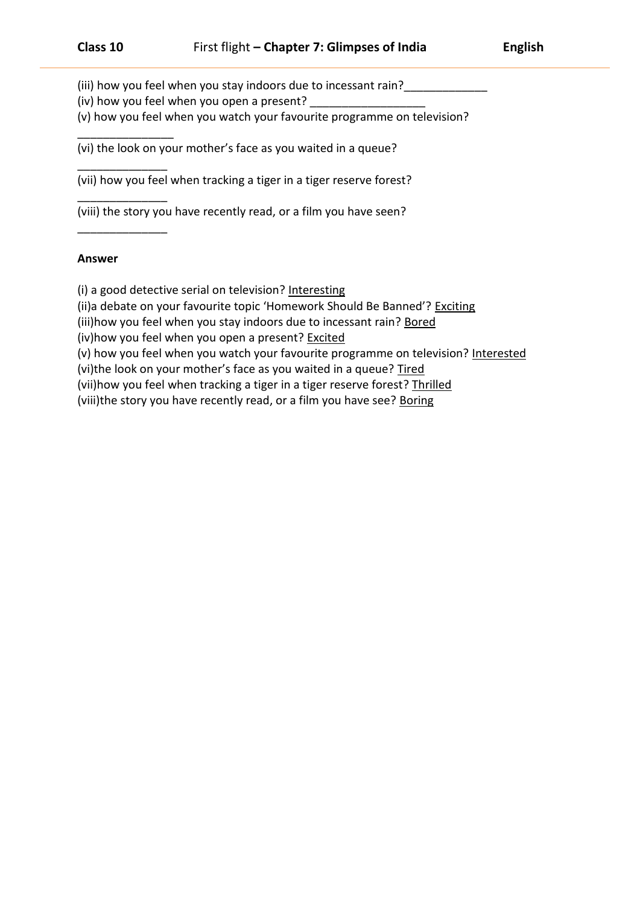(iii) how you feel when you stay indoors due to incessant rain?_____________

(iv) how you feel when you open a present? _________________

(v) how you feel when you watch your favourite programme on television?
_______________

(vi) the look on your mother's face as you waited in a queue?
______________

(vii) how you feel when tracking a tiger in a tiger reserve forest?
______________

(viii) the story you have recently read, or a film you have seen?
______________

**Answer**

(i) a good detective serial on television? <u>Interesting</u>

(ii)a debate on your favourite topic 'Homework Should Be Banned'? <u>Exciting</u>

(iii)how you feel when you stay indoors due to incessant rain? <u>Bored</u>

(iv)how you feel when you open a present? <u>Excited</u>

(v) how you feel when you watch your favourite programme on television? <u>Interested</u>

(vi)the look on your mother's face as you waited in a queue? <u>Tired</u>

(vii)how you feel when tracking a tiger in a tiger reserve forest? <u>Thrilled</u>

(viii)the story you have recently read, or a film you have see? <u>Boring</u>